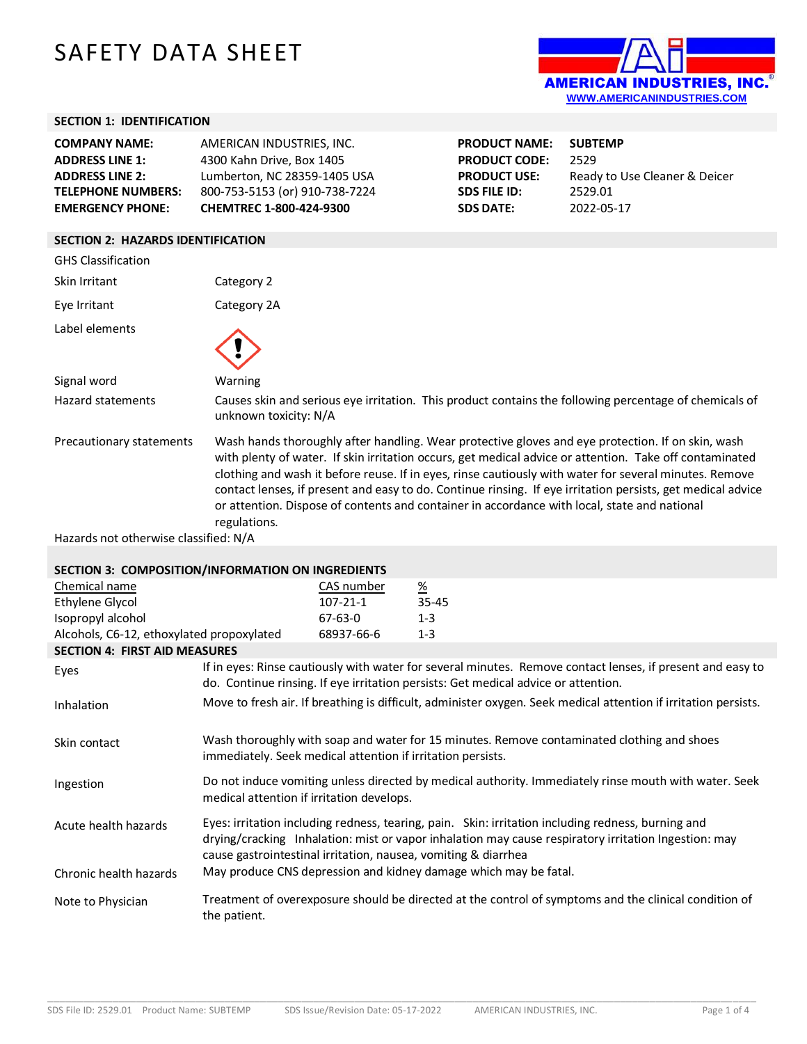# SAFETY DATA SHEET

AMERICAN INDUSTRIES, INC.
WWW.AMERICANINDUSTRIES.COM

## SECTION 1: IDENTIFICATION

| | | | |
|---|---|---|---|
| **COMPANY NAME:** | AMERICAN INDUSTRIES, INC. | **PRODUCT NAME:** | **SUBTEMP** |
| **ADDRESS LINE 1:** | 4300 Kahn Drive, Box 1405 | **PRODUCT CODE:** | 2529 |
| **ADDRESS LINE 2:** | Lumberton, NC 28359-1405 USA | **PRODUCT USE:** | Ready to Use Cleaner & Deicer |
| **TELEPHONE NUMBERS:** | 800-753-5153 (or) 910-738-7224 | **SDS FILE ID:** | 2529.01 |
| **EMERGENCY PHONE:** | **CHEMTREC 1-800-424-9300** | **SDS DATE:** | 2022-05-17 |

## SECTION 2: HAZARDS IDENTIFICATION

GHS Classification

| | |
|---|---|
| Skin Irritant | Category 2 |
| Eye Irritant | Category 2A |
| Label elements | |
| Signal word | Warning |
| Hazard statements | Causes skin and serious eye irritation. This product contains the following percentage of chemicals of unknown toxicity: N/A |
| Precautionary statements | Wash hands thoroughly after handling. Wear protective gloves and eye protection. If on skin, wash with plenty of water. If skin irritation occurs, get medical advice or attention. Take off contaminated clothing and wash it before reuse. If in eyes, rinse cautiously with water for several minutes. Remove contact lenses, if present and easy to do. Continue rinsing. If eye irritation persists, get medical advice or attention. Dispose of contents and container in accordance with local, state and national regulations. |

Hazards not otherwise classified: N/A

## SECTION 3: COMPOSITION/INFORMATION ON INGREDIENTS

| Chemical name | CAS number | % |
|---|---|---|
| Ethylene Glycol | 107-21-1 | 35-45 |
| Isopropyl alcohol | 67-63-0 | 1-3 |
| Alcohols, C6-12, ethoxylated propoxylated | 68937-66-6 | 1-3 |

## SECTION 4: FIRST AID MEASURES

| | |
|---|---|
| Eyes | If in eyes: Rinse cautiously with water for several minutes. Remove contact lenses, if present and easy to do. Continue rinsing. If eye irritation persists: Get medical advice or attention. |
| Inhalation | Move to fresh air. If breathing is difficult, administer oxygen. Seek medical attention if irritation persists. |
| Skin contact | Wash thoroughly with soap and water for 15 minutes. Remove contaminated clothing and shoes immediately. Seek medical attention if irritation persists. |
| Ingestion | Do not induce vomiting unless directed by medical authority. Immediately rinse mouth with water. Seek medical attention if irritation develops. |
| Acute health hazards | Eyes: irritation including redness, tearing, pain. Skin: irritation including redness, burning and drying/cracking Inhalation: mist or vapor inhalation may cause respiratory irritation Ingestion: may cause gastrointestinal irritation, nausea, vomiting & diarrhea |
| Chronic health hazards | May produce CNS depression and kidney damage which may be fatal. |
| Note to Physician | Treatment of overexposure should be directed at the control of symptoms and the clinical condition of the patient. |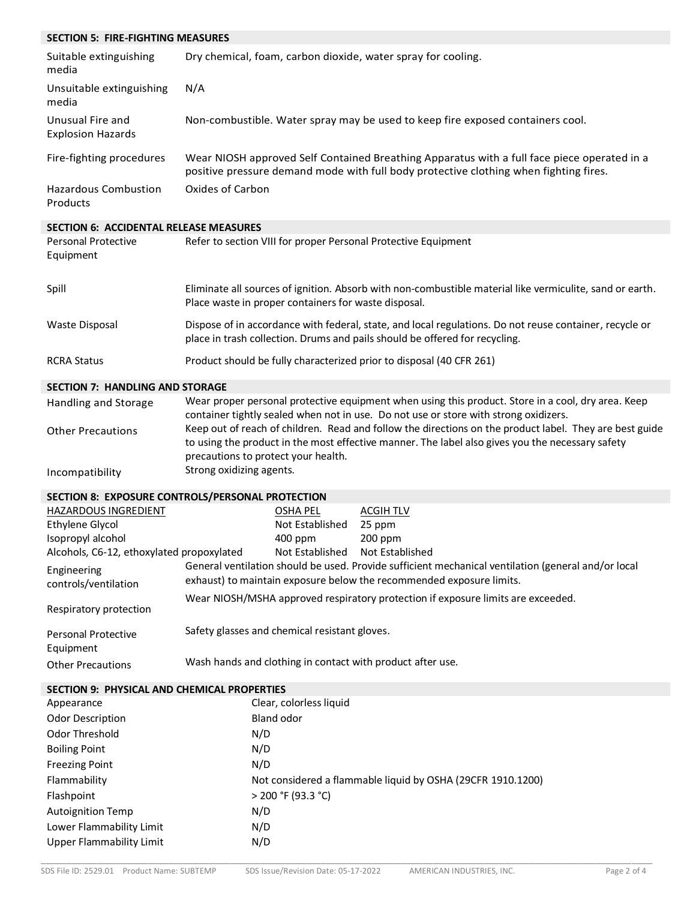## SECTION 5: FIRE-FIGHTING MEASURES

| | |
|---|---|
| Suitable extinguishing media | Dry chemical, foam, carbon dioxide, water spray for cooling. |
| Unsuitable extinguishing media | N/A |
| Unusual Fire and Explosion Hazards | Non-combustible. Water spray may be used to keep fire exposed containers cool. |
| Fire-fighting procedures | Wear NIOSH approved Self Contained Breathing Apparatus with a full face piece operated in a positive pressure demand mode with full body protective clothing when fighting fires. |
| Hazardous Combustion Products | Oxides of Carbon |

## SECTION 6: ACCIDENTAL RELEASE MEASURES

| | |
|---|---|
| Personal Protective Equipment | Refer to section VIII for proper Personal Protective Equipment |
| Spill | Eliminate all sources of ignition. Absorb with non-combustible material like vermiculite, sand or earth. Place waste in proper containers for waste disposal. |
| Waste Disposal | Dispose of in accordance with federal, state, and local regulations. Do not reuse container, recycle or place in trash collection. Drums and pails should be offered for recycling. |
| RCRA Status | Product should be fully characterized prior to disposal (40 CFR 261) |

## SECTION 7: HANDLING AND STORAGE

| | |
|---|---|
| Handling and Storage | Wear proper personal protective equipment when using this product. Store in a cool, dry area. Keep container tightly sealed when not in use. Do not use or store with strong oxidizers. |
| Other Precautions | Keep out of reach of children. Read and follow the directions on the product label. They are best guide to using the product in the most effective manner. The label also gives you the necessary safety precautions to protect your health. |
| Incompatibility | Strong oxidizing agents. |

## SECTION 8: EXPOSURE CONTROLS/PERSONAL PROTECTION

| HAZARDOUS INGREDIENT | OSHA PEL | ACGIH TLV |
|---|---|---|
| Ethylene Glycol | Not Established | 25 ppm |
| Isopropyl alcohol | 400 ppm | 200 ppm |
| Alcohols, C6-12, ethoxylated propoxylated | Not Established | Not Established |

| | |
|---|---|
| Engineering controls/ventilation | General ventilation should be used. Provide sufficient mechanical ventilation (general and/or local exhaust) to maintain exposure below the recommended exposure limits. |
| Respiratory protection | Wear NIOSH/MSHA approved respiratory protection if exposure limits are exceeded. |
| Personal Protective Equipment | Safety glasses and chemical resistant gloves. |
| Other Precautions | Wash hands and clothing in contact with product after use. |

## SECTION 9: PHYSICAL AND CHEMICAL PROPERTIES

| | |
|---|---|
| Appearance | Clear, colorless liquid |
| Odor Description | Bland odor |
| Odor Threshold | N/D |
| Boiling Point | N/D |
| Freezing Point | N/D |
| Flammability | Not considered a flammable liquid by OSHA (29CFR 1910.1200) |
| Flashpoint | > 200 °F (93.3 °C) |
| Autoignition Temp | N/D |
| Lower Flammability Limit | N/D |
| Upper Flammability Limit | N/D |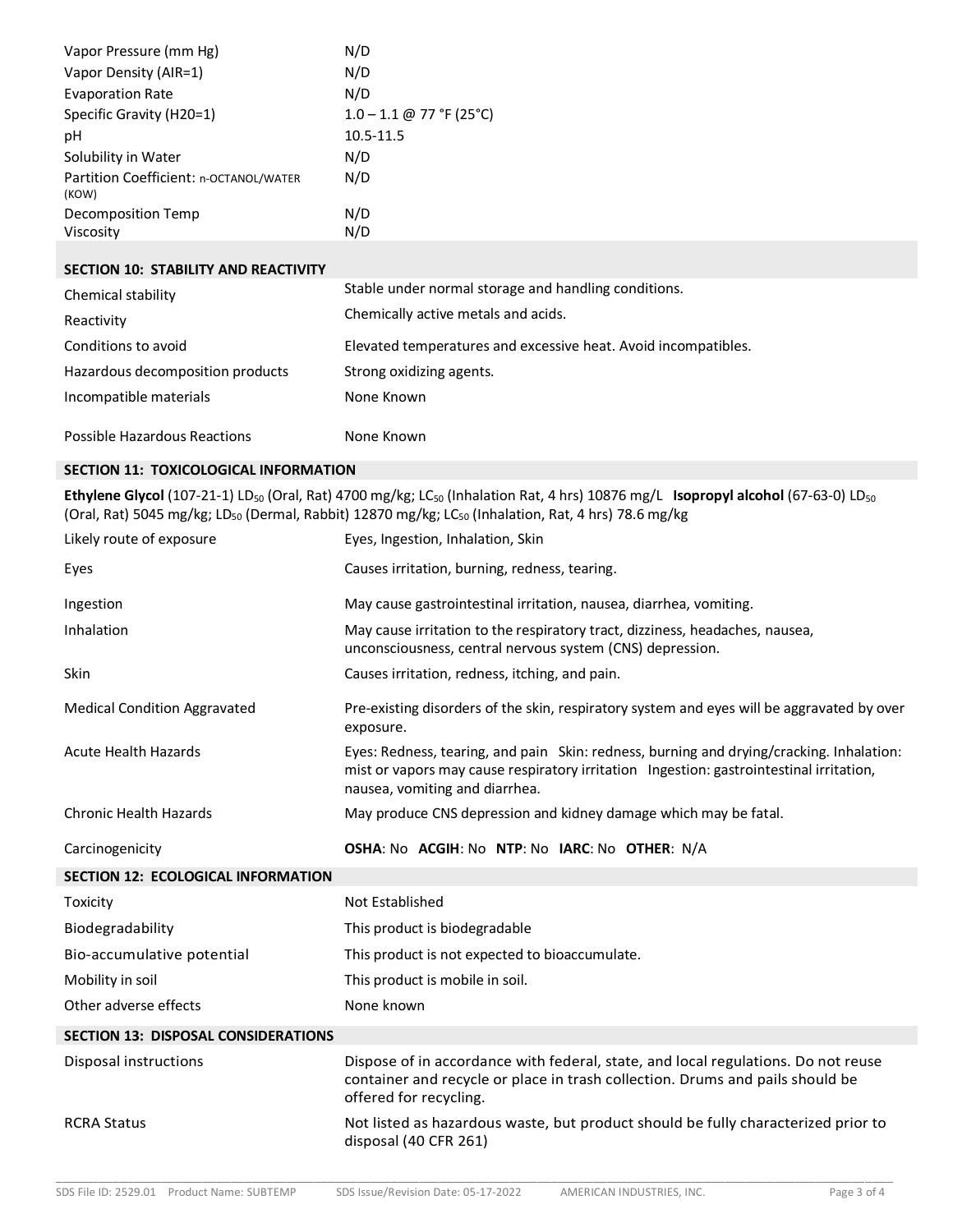| | |
|---|---|
| Vapor Pressure (mm Hg) | N/D |
| Vapor Density (AIR=1) | N/D |
| Evaporation Rate | N/D |
| Specific Gravity (H20=1) | 1.0 – 1.1 @ 77 °F (25°C) |
| pH | 10.5-11.5 |
| Solubility in Water | N/D |
| Partition Coefficient: n-OCTANOL/WATER (KOW) | N/D |
| Decomposition Temp | N/D |
| Viscosity | N/D |

## SECTION 10: STABILITY AND REACTIVITY

| | |
|---|---|
| Chemical stability | Stable under normal storage and handling conditions. |
| Reactivity | Chemically active metals and acids. |
| Conditions to avoid | Elevated temperatures and excessive heat. Avoid incompatibles. |
| Hazardous decomposition products | Strong oxidizing agents. |
| Incompatible materials | None Known |
| Possible Hazardous Reactions | None Known |

## SECTION 11: TOXICOLOGICAL INFORMATION

**Ethylene Glycol** (107-21-1) $LD_{50}$ (Oral, Rat) 4700 mg/kg; $LC_{50}$ (Inhalation Rat, 4 hrs) 10876 mg/L **Isopropyl alcohol** (67-63-0) $LD_{50}$ (Oral, Rat) 5045 mg/kg; $LD_{50}$ (Dermal, Rabbit) 12870 mg/kg; $LC_{50}$ (Inhalation, Rat, 4 hrs) 78.6 mg/kg

| | |
|---|---|
| Likely route of exposure | Eyes, Ingestion, Inhalation, Skin |
| Eyes | Causes irritation, burning, redness, tearing. |
| Ingestion | May cause gastrointestinal irritation, nausea, diarrhea, vomiting. |
| Inhalation | May cause irritation to the respiratory tract, dizziness, headaches, nausea, unconsciousness, central nervous system (CNS) depression. |
| Skin | Causes irritation, redness, itching, and pain. |
| Medical Condition Aggravated | Pre-existing disorders of the skin, respiratory system and eyes will be aggravated by over exposure. |
| Acute Health Hazards | Eyes: Redness, tearing, and pain Skin: redness, burning and drying/cracking. Inhalation: mist or vapors may cause respiratory irritation Ingestion: gastrointestinal irritation, nausea, vomiting and diarrhea. |
| Chronic Health Hazards | May produce CNS depression and kidney damage which may be fatal. |
| Carcinogenicity | **OSHA**: No **ACGIH**: No **NTP**: No **IARC**: No **OTHER**: N/A |

## SECTION 12: ECOLOGICAL INFORMATION

| | |
|---|---|
| Toxicity | Not Established |
| Biodegradability | This product is biodegradable |
| Bio-accumulative potential | This product is not expected to bioaccumulate. |
| Mobility in soil | This product is mobile in soil. |
| Other adverse effects | None known |

## SECTION 13: DISPOSAL CONSIDERATIONS

| | |
|---|---|
| Disposal instructions | Dispose of in accordance with federal, state, and local regulations. Do not reuse container and recycle or place in trash collection. Drums and pails should be offered for recycling. |
| RCRA Status | Not listed as hazardous waste, but product should be fully characterized prior to disposal (40 CFR 261) |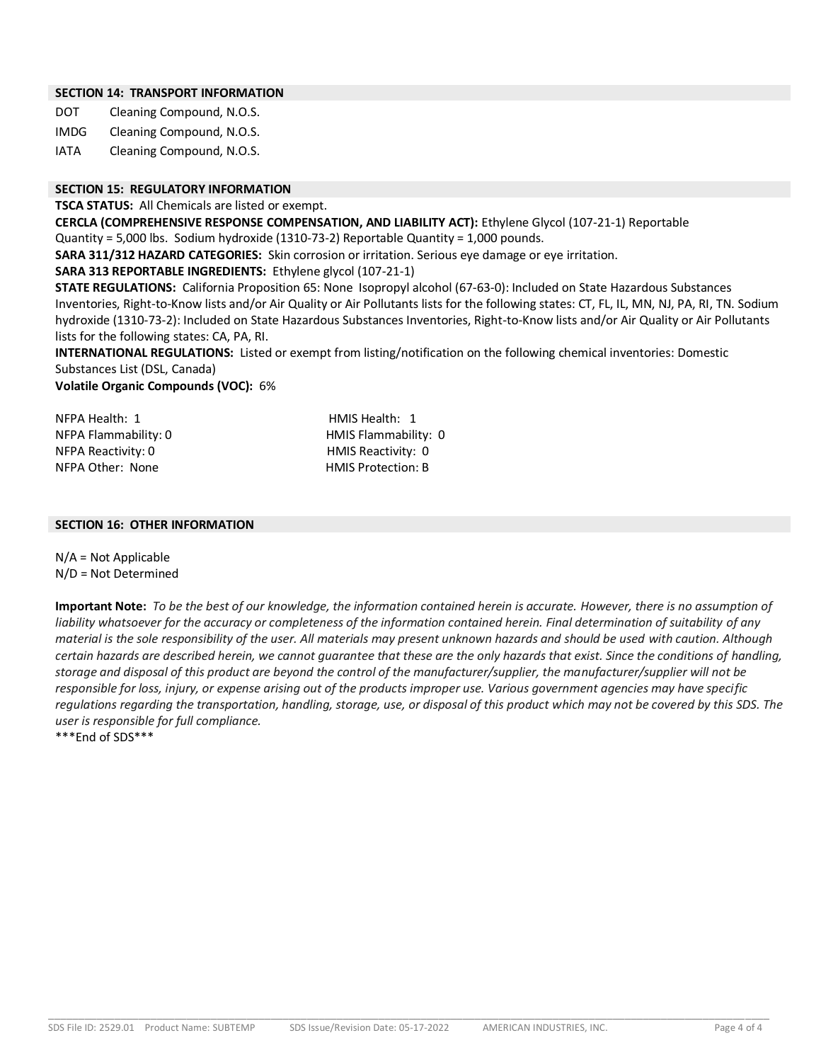## SECTION 14: TRANSPORT INFORMATION

| | |
|---|---|
| DOT | Cleaning Compound, N.O.S. |
| IMDG | Cleaning Compound, N.O.S. |
| IATA | Cleaning Compound, N.O.S. |

## SECTION 15: REGULATORY INFORMATION

**TSCA STATUS:** All Chemicals are listed or exempt.

**CERCLA (COMPREHENSIVE RESPONSE COMPENSATION, AND LIABILITY ACT):** Ethylene Glycol (107-21-1) Reportable Quantity = 5,000 lbs. Sodium hydroxide (1310-73-2) Reportable Quantity = 1,000 pounds.

**SARA 311/312 HAZARD CATEGORIES:** Skin corrosion or irritation. Serious eye damage or eye irritation.

**SARA 313 REPORTABLE INGREDIENTS:** Ethylene glycol (107-21-1)

**STATE REGULATIONS:** California Proposition 65: None Isopropyl alcohol (67-63-0): Included on State Hazardous Substances Inventories, Right-to-Know lists and/or Air Quality or Air Pollutants lists for the following states: CT, FL, IL, MN, NJ, PA, RI, TN. Sodium hydroxide (1310-73-2): Included on State Hazardous Substances Inventories, Right-to-Know lists and/or Air Quality or Air Pollutants lists for the following states: CA, PA, RI.

**INTERNATIONAL REGULATIONS:** Listed or exempt from listing/notification on the following chemical inventories: Domestic Substances List (DSL, Canada)

**Volatile Organic Compounds (VOC):** 6%

| | |
|---|---|
| NFPA Health: 1 | HMIS Health: 1 |
| NFPA Flammability: 0 | HMIS Flammability: 0 |
| NFPA Reactivity: 0 | HMIS Reactivity: 0 |
| NFPA Other: None | HMIS Protection: B |

## SECTION 16: OTHER INFORMATION

N/A = Not Applicable
N/D = Not Determined

**Important Note:** *To be the best of our knowledge, the information contained herein is accurate. However, there is no assumption of liability whatsoever for the accuracy or completeness of the information contained herein. Final determination of suitability of any material is the sole responsibility of the user. All materials may present unknown hazards and should be used with caution. Although certain hazards are described herein, we cannot guarantee that these are the only hazards that exist. Since the conditions of handling, storage and disposal of this product are beyond the control of the manufacturer/supplier, the manufacturer/supplier will not be responsible for loss, injury, or expense arising out of the products improper use. Various government agencies may have specific regulations regarding the transportation, handling, storage, use, or disposal of this product which may not be covered by this SDS. The user is responsible for full compliance.*

***End of SDS***